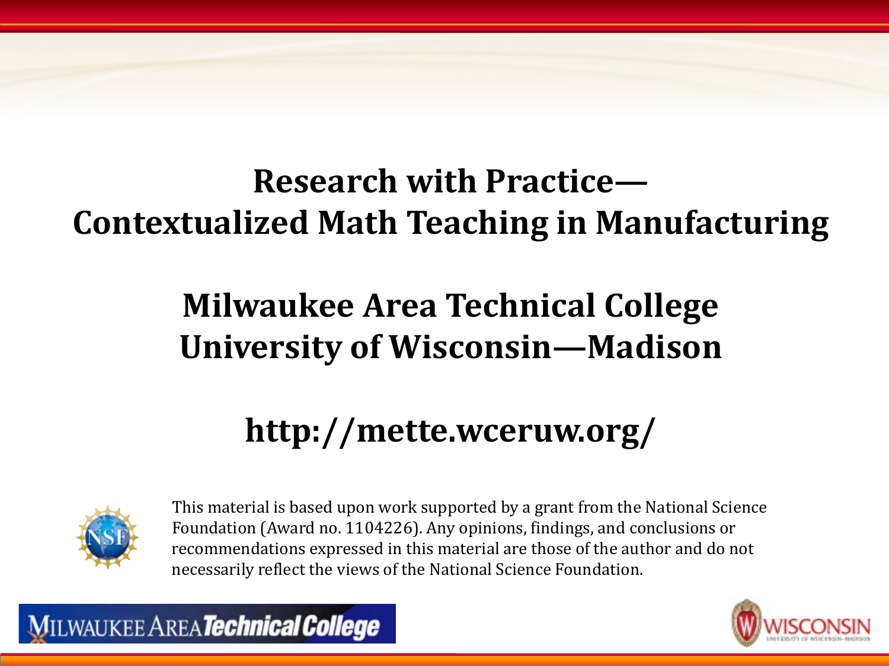# Research with Practice—
# Contextualized Math Teaching in Manufacturing

## Milwaukee Area Technical College
## University of Wisconsin—Madison

## http://mette.wceruw.org/

This material is based upon work supported by a grant from the National Science Foundation (Award no. 1104226). Any opinions, findings, and conclusions or recommendations expressed in this material are those of the author and do not necessarily reflect the views of the National Science Foundation.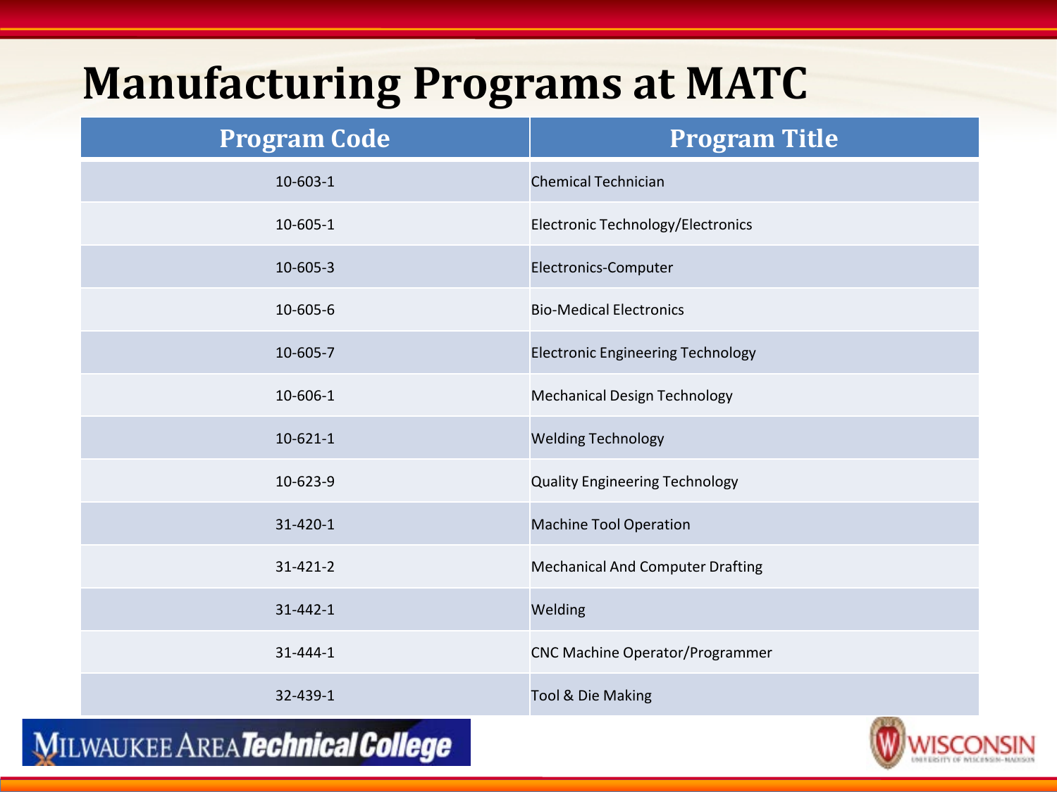# Manufacturing Programs at MATC

| Program Code | Program Title |
|---|---|
| 10-603-1 | Chemical Technician |
| 10-605-1 | Electronic Technology/Electronics |
| 10-605-3 | Electronics-Computer |
| 10-605-6 | Bio-Medical Electronics |
| 10-605-7 | Electronic Engineering Technology |
| 10-606-1 | Mechanical Design Technology |
| 10-621-1 | Welding Technology |
| 10-623-9 | Quality Engineering Technology |
| 31-420-1 | Machine Tool Operation |
| 31-421-2 | Mechanical And Computer Drafting |
| 31-442-1 | Welding |
| 31-444-1 | CNC Machine Operator/Programmer |
| 32-439-1 | Tool & Die Making |

MILWAUKEE AREA *Technical College*

WISCONSIN UNIVERSITY OF WISCONSIN–MADISON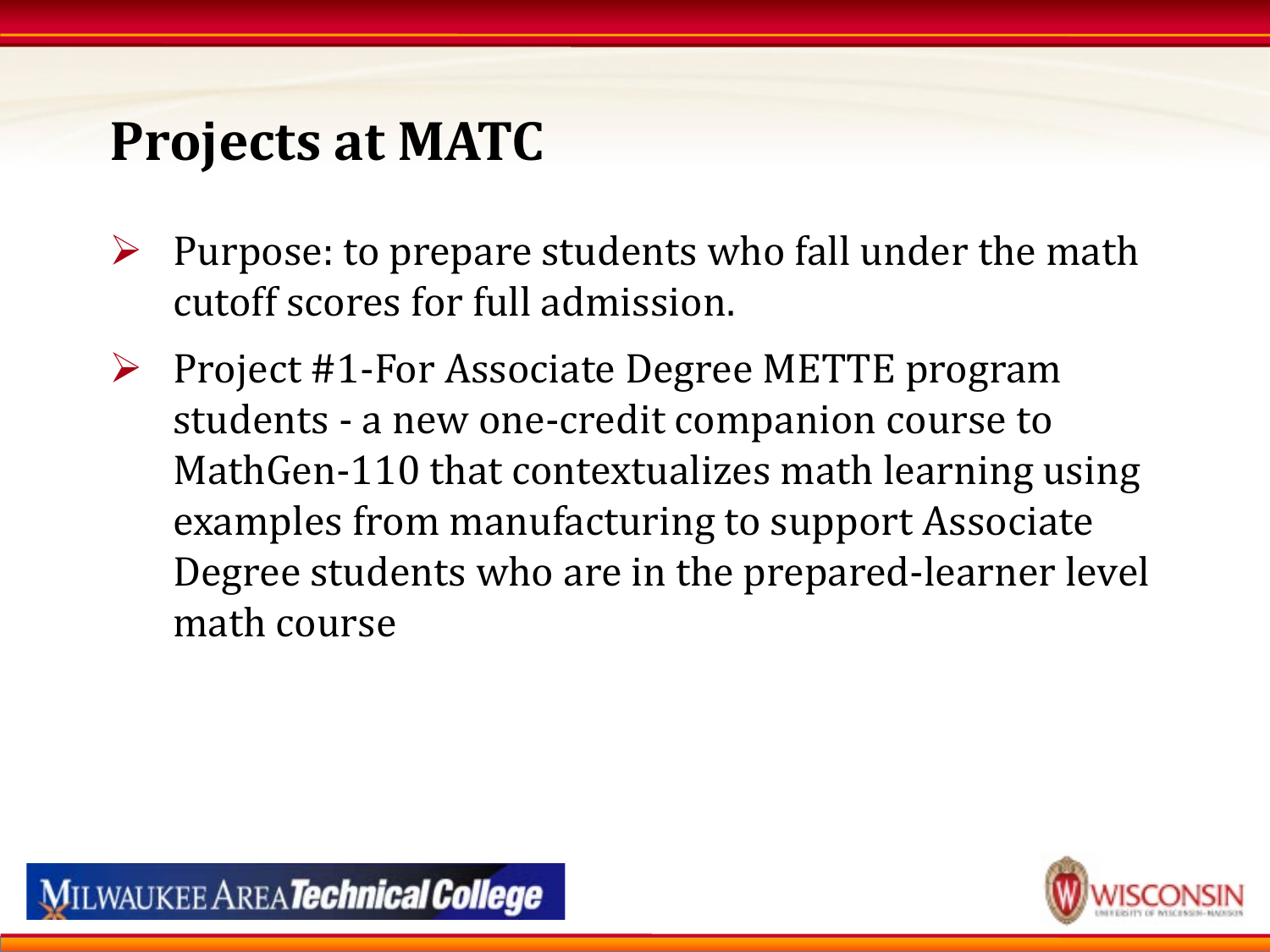# Projects at MATC

- Purpose: to prepare students who fall under the math cutoff scores for full admission.
- Project #1-For Associate Degree METTE program students - a new one-credit companion course to MathGen-110 that contextualizes math learning using examples from manufacturing to support Associate Degree students who are in the prepared-learner level math course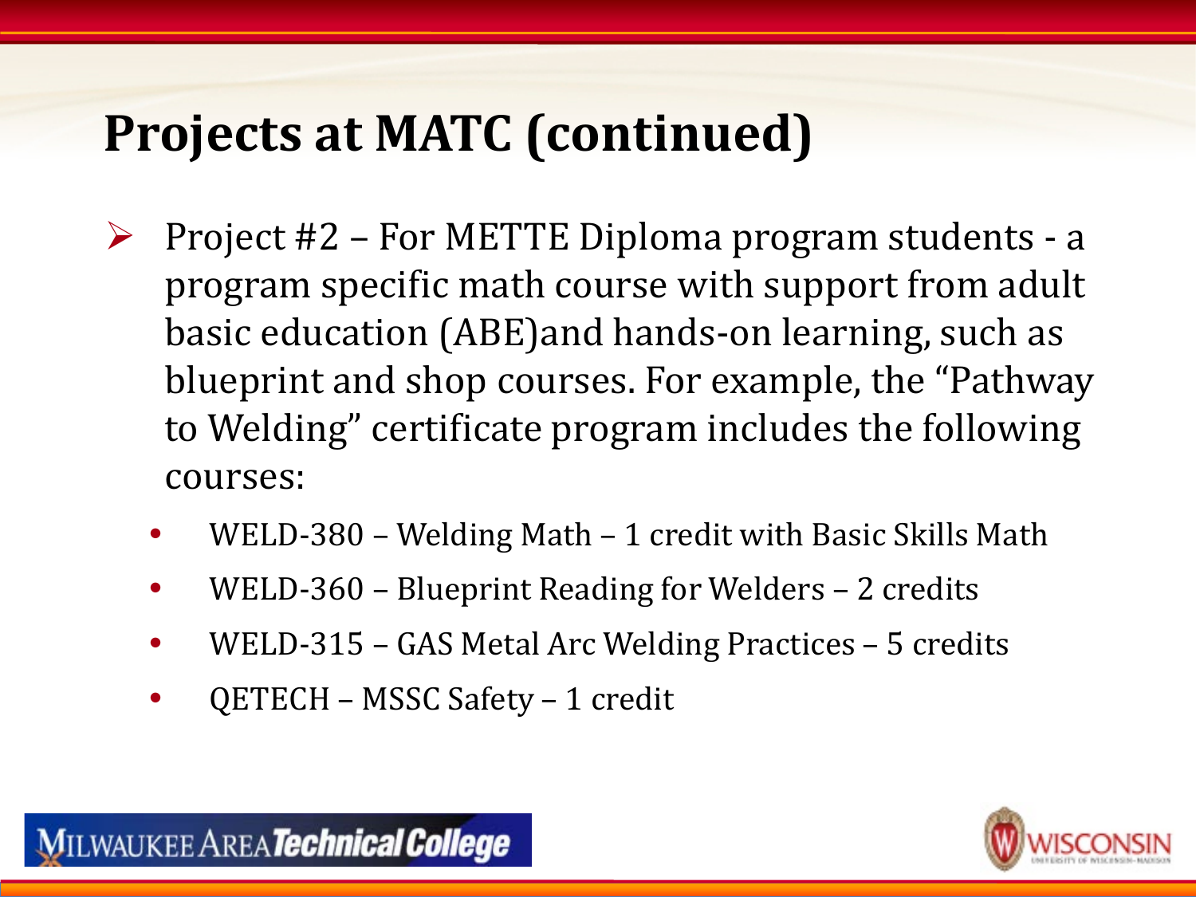# Projects at MATC (continued)

- Project #2 – For METTE Diploma program students - a program specific math course with support from adult basic education (ABE)and hands-on learning, such as blueprint and shop courses. For example, the "Pathway to Welding" certificate program includes the following courses:
  - WELD-380 – Welding Math – 1 credit with Basic Skills Math
  - WELD-360 – Blueprint Reading for Welders – 2 credits
  - WELD-315 – GAS Metal Arc Welding Practices – 5 credits
  - QETECH – MSSC Safety – 1 credit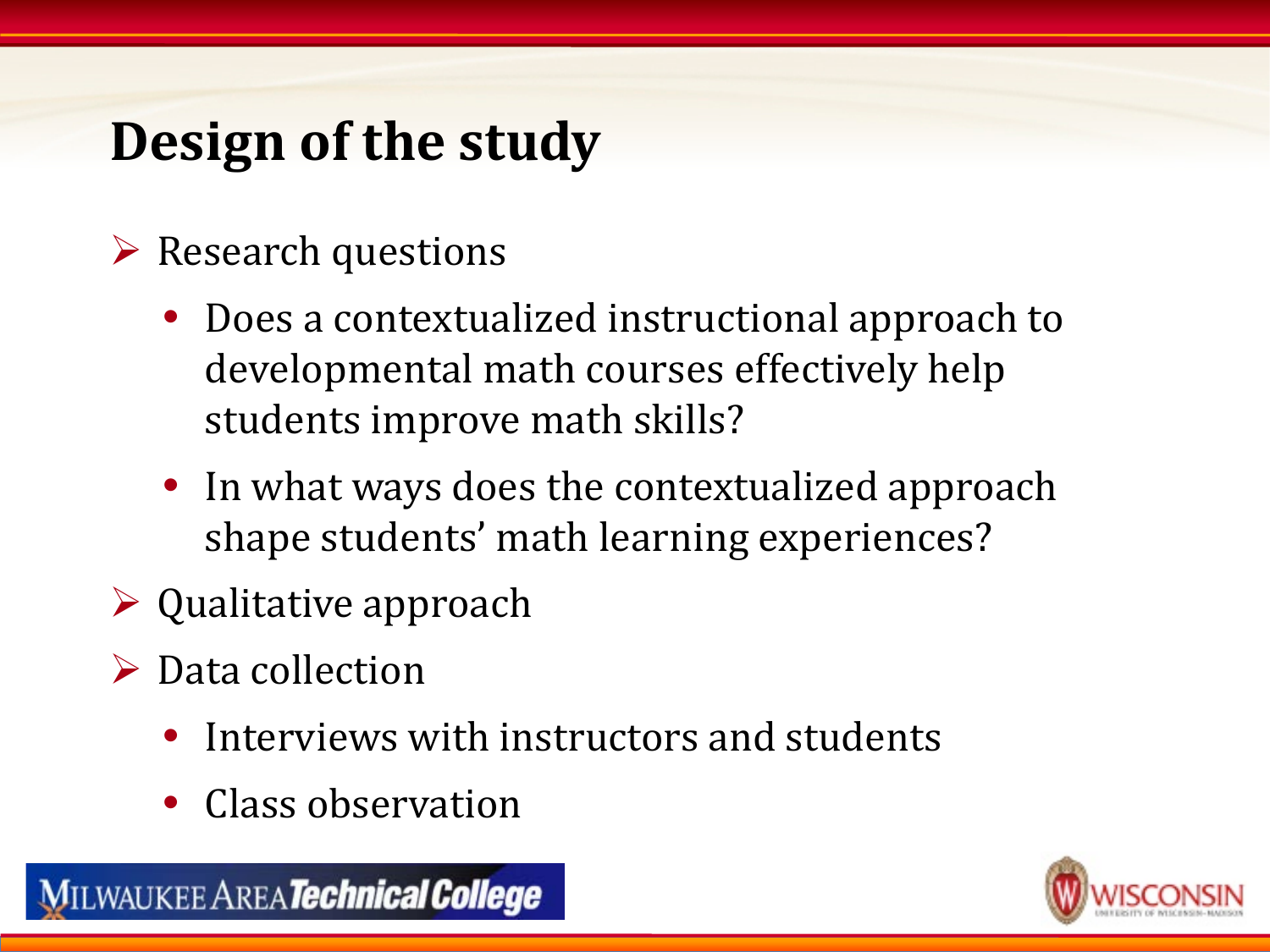# Design of the study

- Research questions
  - Does a contextualized instructional approach to developmental math courses effectively help students improve math skills?
  - In what ways does the contextualized approach shape students' math learning experiences?
- Qualitative approach
- Data collection
  - Interviews with instructors and students
  - Class observation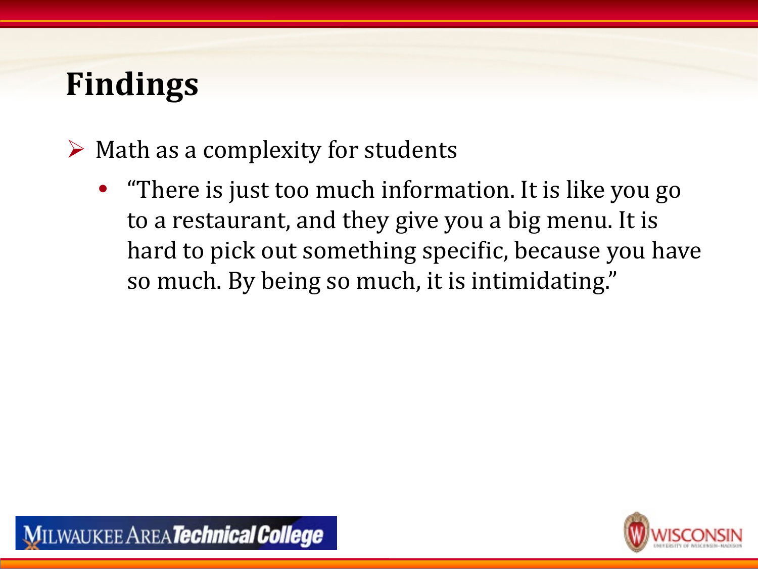# Findings

- Math as a complexity for students
  - "There is just too much information. It is like you go to a restaurant, and they give you a big menu. It is hard to pick out something specific, because you have so much. By being so much, it is intimidating."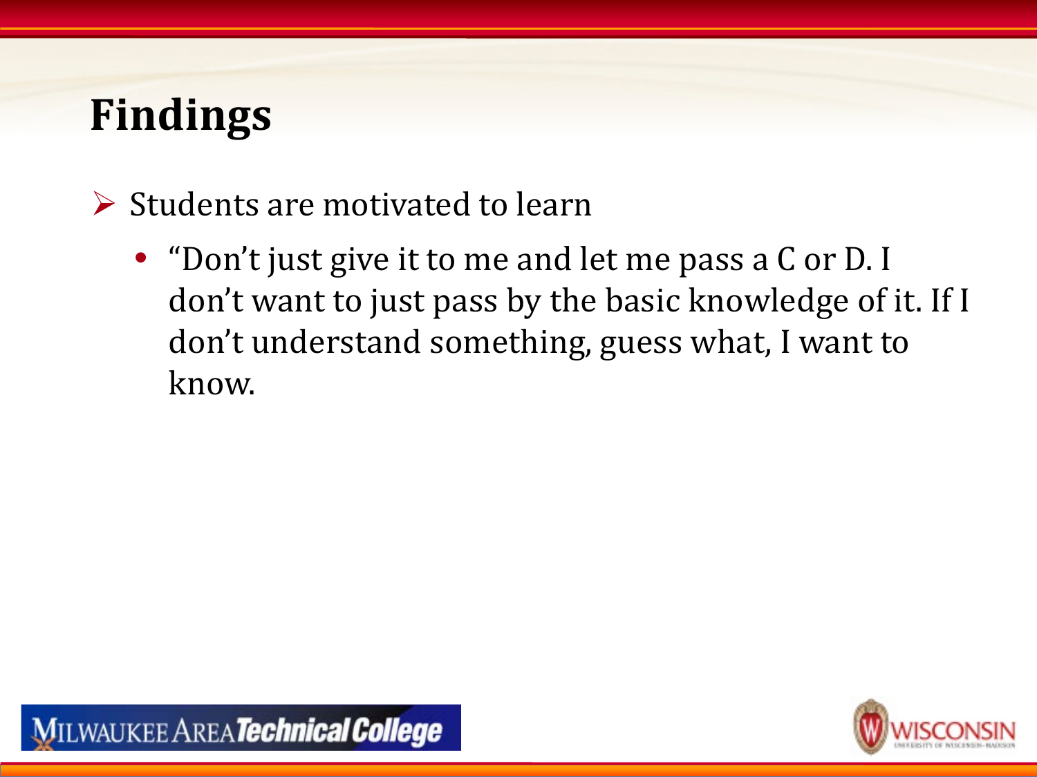# Findings

- Students are motivated to learn
  - "Don't just give it to me and let me pass a C or D. I don't want to just pass by the basic knowledge of it. If I don't understand something, guess what, I want to know.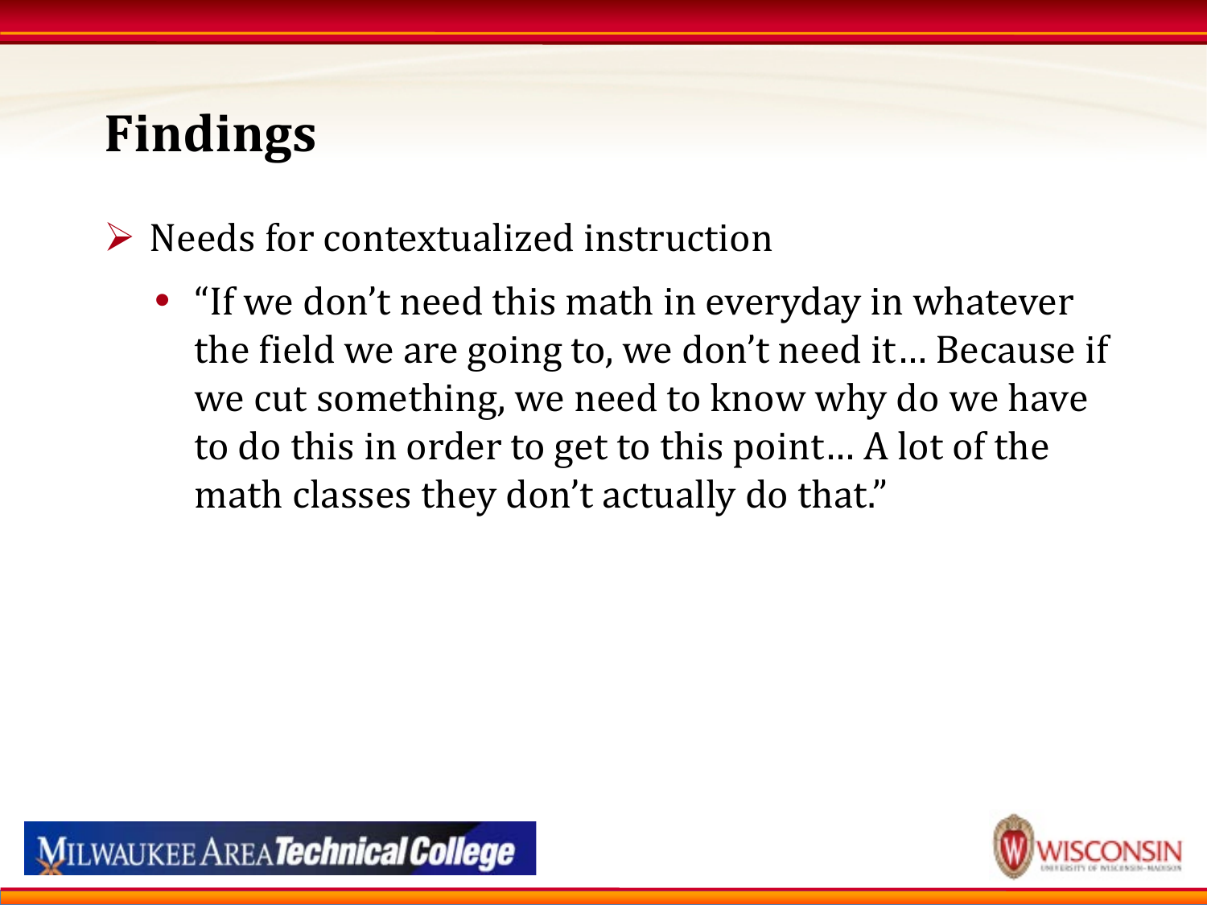# Findings

- Needs for contextualized instruction
  - "If we don't need this math in everyday in whatever the field we are going to, we don't need it… Because if we cut something, we need to know why do we have to do this in order to get to this point… A lot of the math classes they don't actually do that."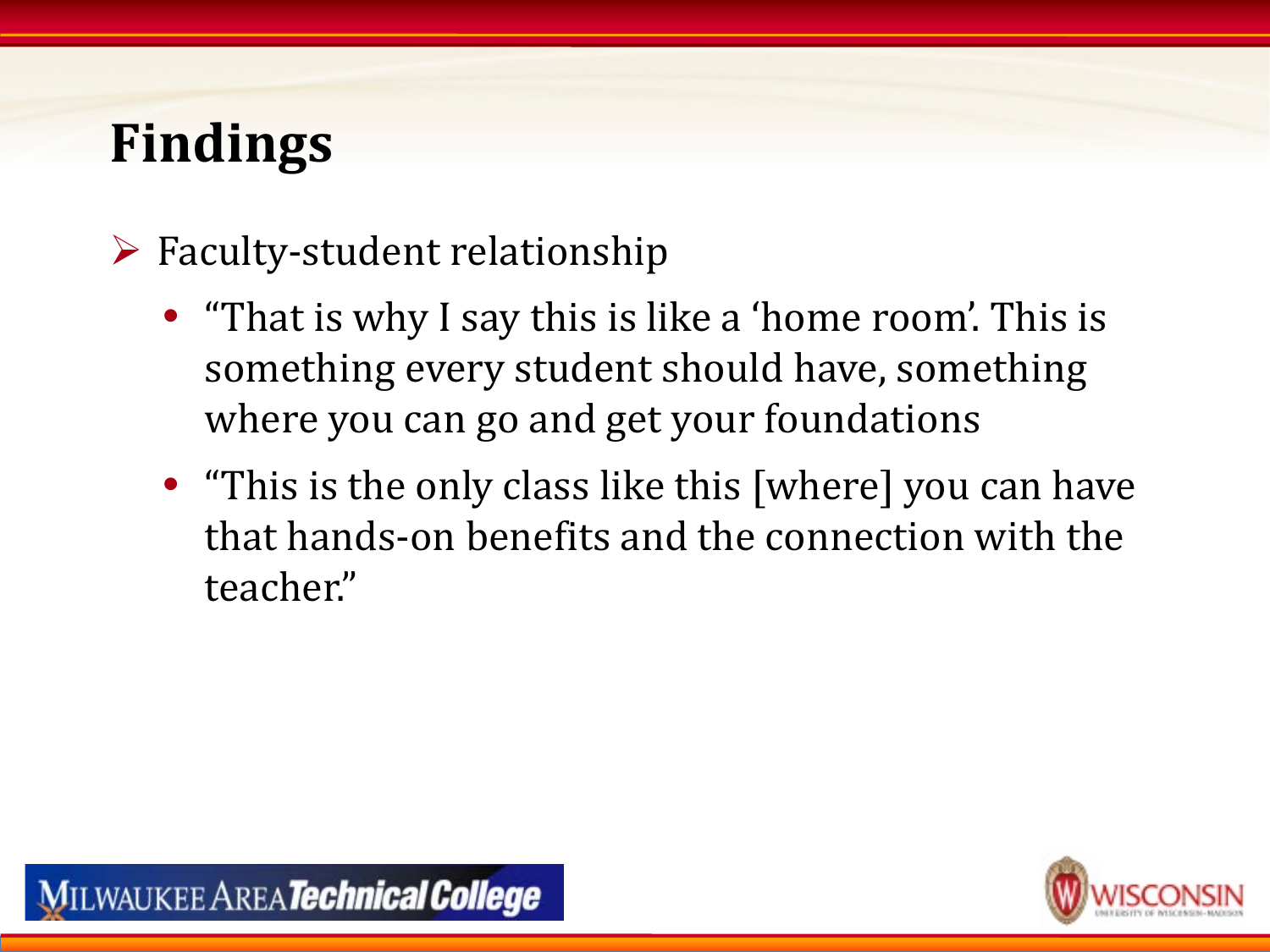# Findings

- Faculty-student relationship
  - "That is why I say this is like a 'home room'. This is something every student should have, something where you can go and get your foundations
  - "This is the only class like this [where] you can have that hands-on benefits and the connection with the teacher."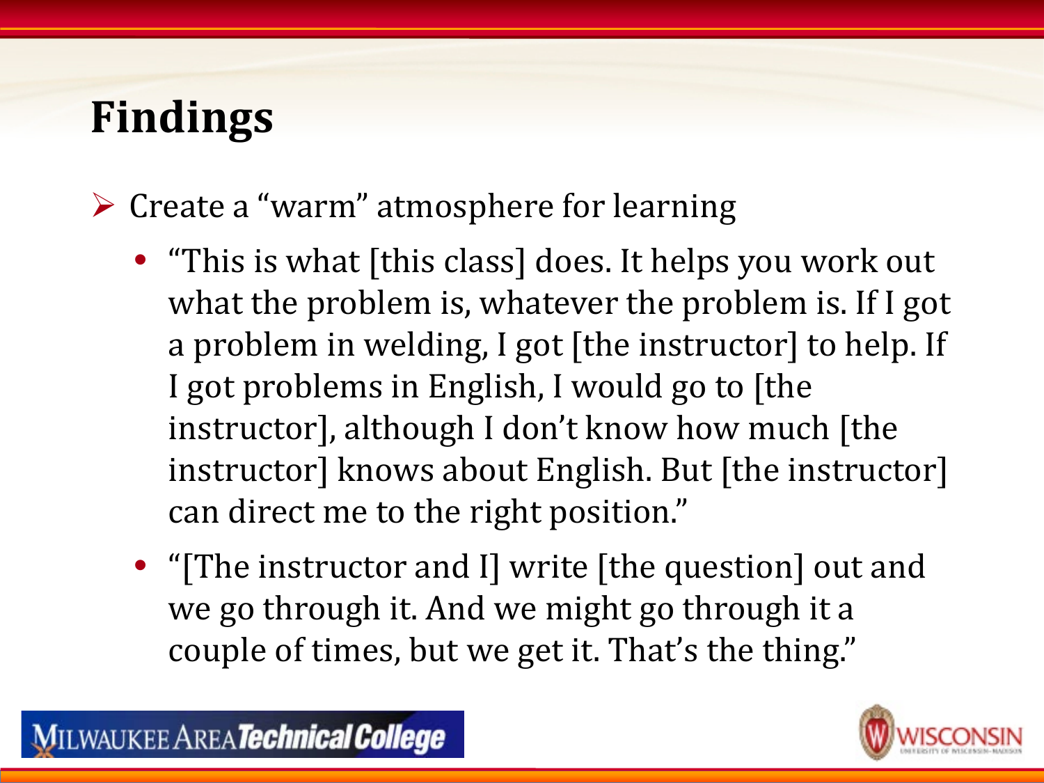# Findings

- Create a "warm" atmosphere for learning
  - "This is what [this class] does. It helps you work out what the problem is, whatever the problem is. If I got a problem in welding, I got [the instructor] to help. If I got problems in English, I would go to [the instructor], although I don't know how much [the instructor] knows about English. But [the instructor] can direct me to the right position."
  - "[The instructor and I] write [the question] out and we go through it. And we might go through it a couple of times, but we get it. That's the thing."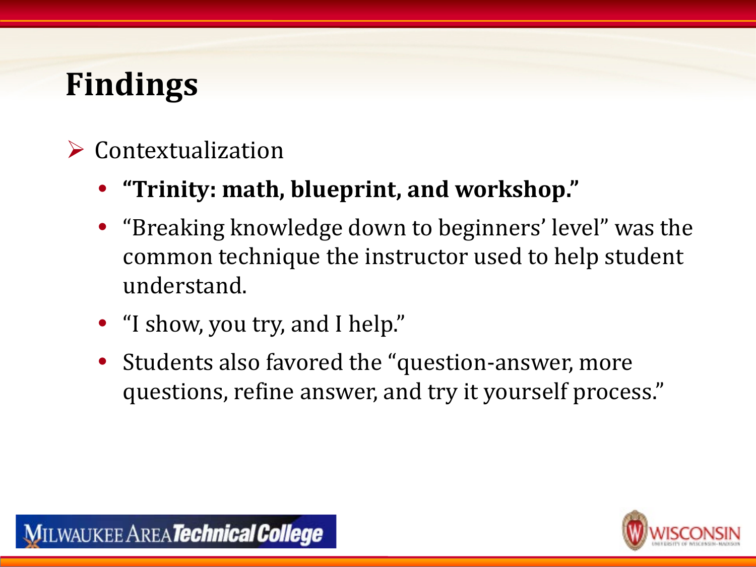# Findings

- Contextualization
  - **"Trinity: math, blueprint, and workshop."**
  - "Breaking knowledge down to beginners' level" was the common technique the instructor used to help student understand.
  - "I show, you try, and I help."
  - Students also favored the "question-answer, more questions, refine answer, and try it yourself process."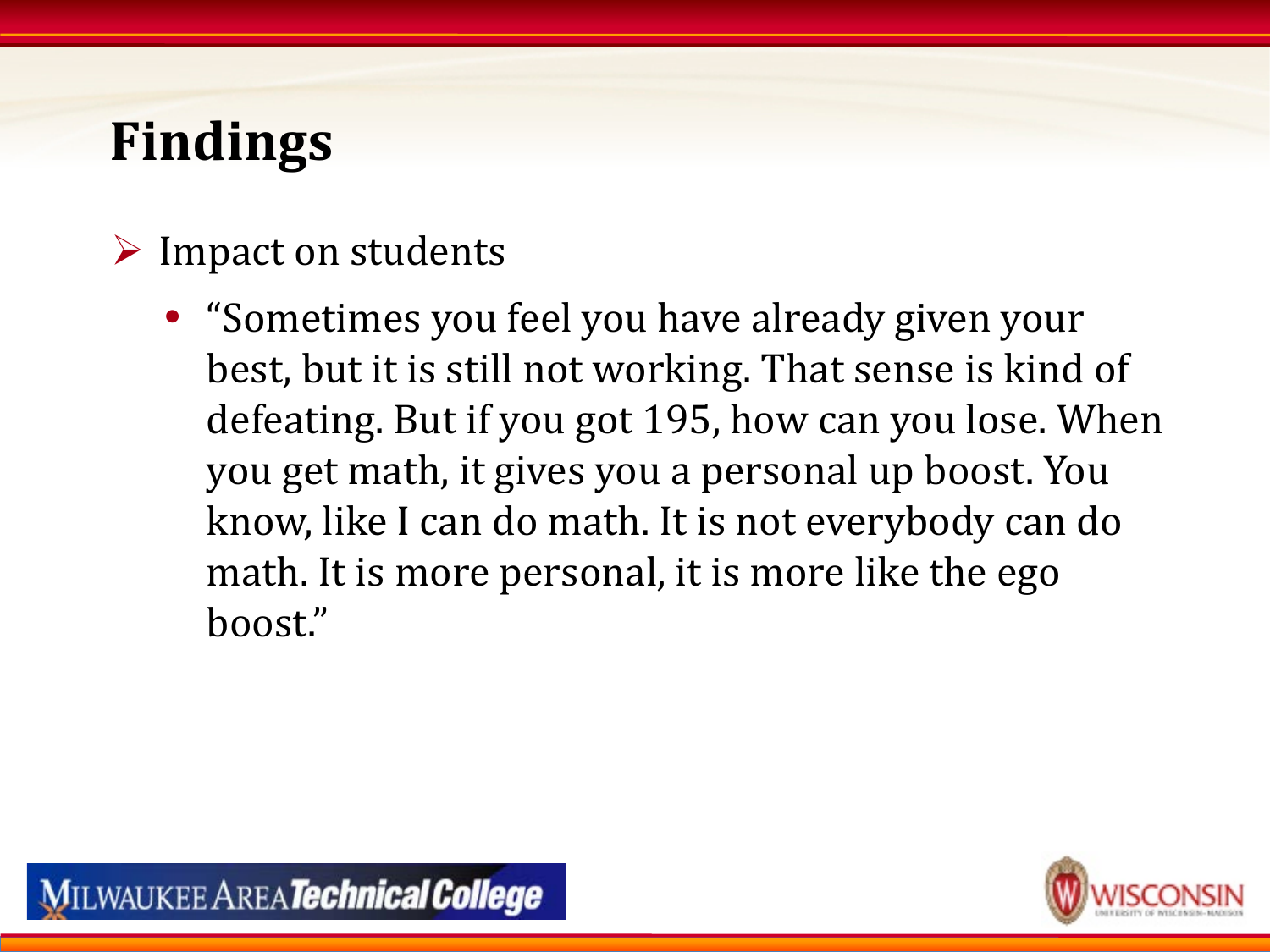# Findings

- Impact on students
  - "Sometimes you feel you have already given your best, but it is still not working. That sense is kind of defeating. But if you got 195, how can you lose. When you get math, it gives you a personal up boost. You know, like I can do math. It is not everybody can do math. It is more personal, it is more like the ego boost."